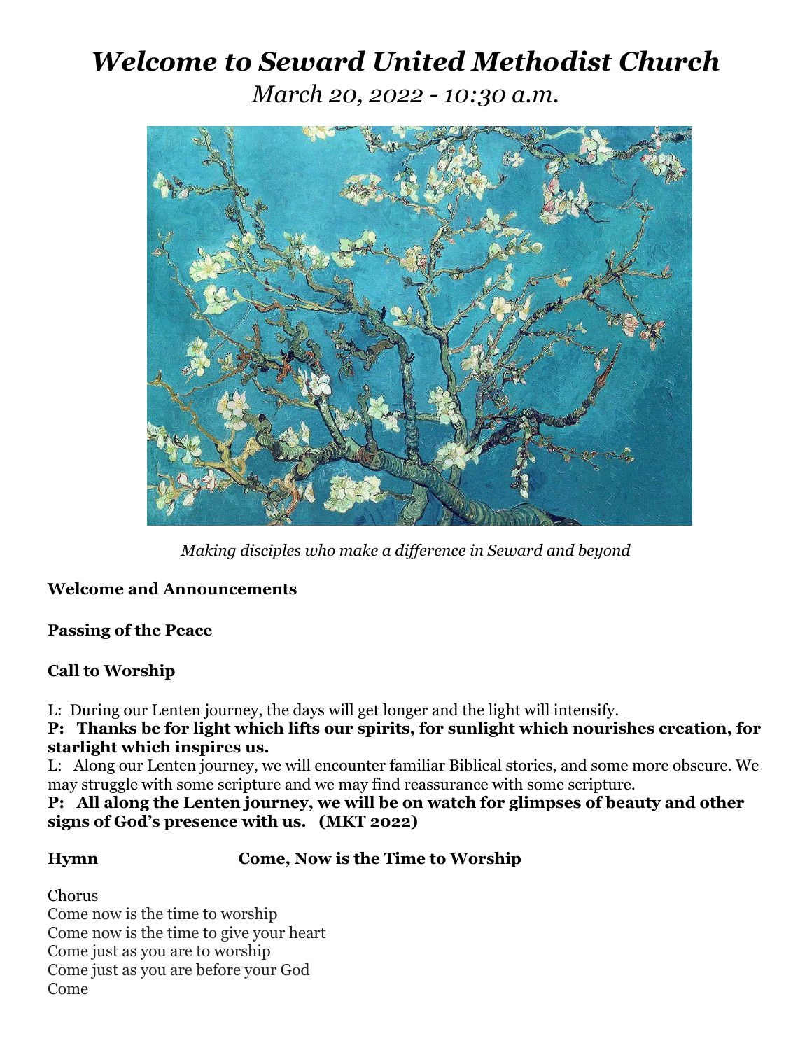# *Welcome to Seward United Methodist Church*

*March 20, 2022 - 10:30 a.m.*

*Making disciples who make a difference in Seward and beyond*

**Welcome and Announcements**

**Passing of the Peace**

**Call to Worship**

L: During our Lenten journey, the days will get longer and the light will intensify.

**P: Thanks be for light which lifts our spirits, for sunlight which nourishes creation, for starlight which inspires us.**

L: Along our Lenten journey, we will encounter familiar Biblical stories, and some more obscure. We may struggle with some scripture and we may find reassurance with some scripture.

**P: All along the Lenten journey, we will be on watch for glimpses of beauty and other signs of God's presence with us. (MKT 2022)**

**Hymn Come, Now is the Time to Worship**

Chorus
Come now is the time to worship
Come now is the time to give your heart
Come just as you are to worship
Come just as you are before your God
Come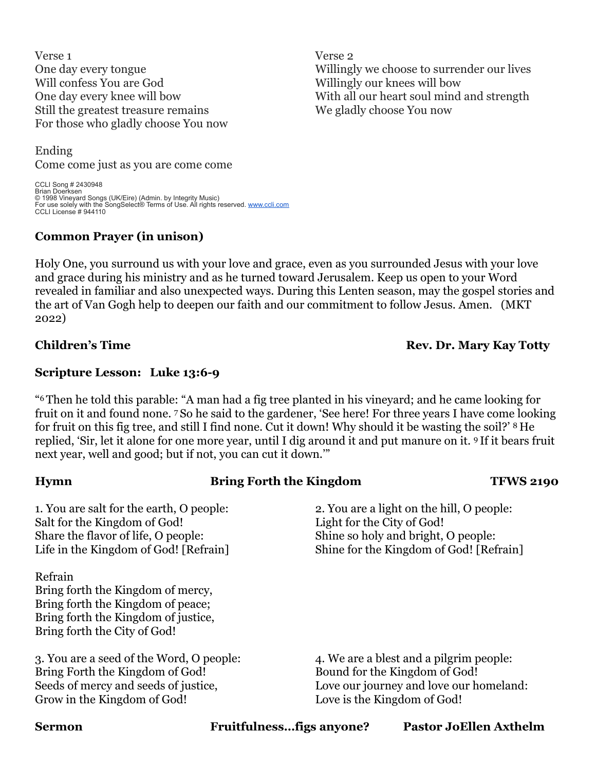Verse 1
One day every tongue
Will confess You are God
One day every knee will bow
Still the greatest treasure remains
For those who gladly choose You now

Verse 2
Willingly we choose to surrender our lives
Willingly our knees will bow
With all our heart soul mind and strength
We gladly choose You now

Ending
Come come just as you are come come

CCLI Song # 2430948
Brian Doerksen
© 1998 Vineyard Songs (UK/Eire) (Admin. by Integrity Music)
For use solely with the SongSelect® Terms of Use. All rights reserved. www.ccli.com
CCLI License # 944110

**Common Prayer (in unison)**

Holy One, you surround us with your love and grace, even as you surrounded Jesus with your love and grace during his ministry and as he turned toward Jerusalem. Keep us open to your Word revealed in familiar and also unexpected ways. During this Lenten season, may the gospel stories and the art of Van Gogh help to deepen our faith and our commitment to follow Jesus. Amen. (MKT 2022)

**Children's Time** **Rev. Dr. Mary Kay Totty**

**Scripture Lesson: Luke 13:6-9**

"6 Then he told this parable: "A man had a fig tree planted in his vineyard; and he came looking for fruit on it and found none. 7 So he said to the gardener, 'See here! For three years I have come looking for fruit on this fig tree, and still I find none. Cut it down! Why should it be wasting the soil?' 8 He replied, 'Sir, let it alone for one more year, until I dig around it and put manure on it. 9 If it bears fruit next year, well and good; but if not, you can cut it down.'"

**Hymn** **Bring Forth the Kingdom** **TFWS 2190**

1. You are salt for the earth, O people:
Salt for the Kingdom of God!
Share the flavor of life, O people:
Life in the Kingdom of God! [Refrain]

2. You are a light on the hill, O people:
Light for the City of God!
Shine so holy and bright, O people:
Shine for the Kingdom of God! [Refrain]

Refrain
Bring forth the Kingdom of mercy,
Bring forth the Kingdom of peace;
Bring forth the Kingdom of justice,
Bring forth the City of God!

3. You are a seed of the Word, O people:
Bring Forth the Kingdom of God!
Seeds of mercy and seeds of justice,
Grow in the Kingdom of God!

4. We are a blest and a pilgrim people:
Bound for the Kingdom of God!
Love our journey and love our homeland:
Love is the Kingdom of God!

**Sermon** **Fruitfulness…figs anyone?** **Pastor JoEllen Axthelm**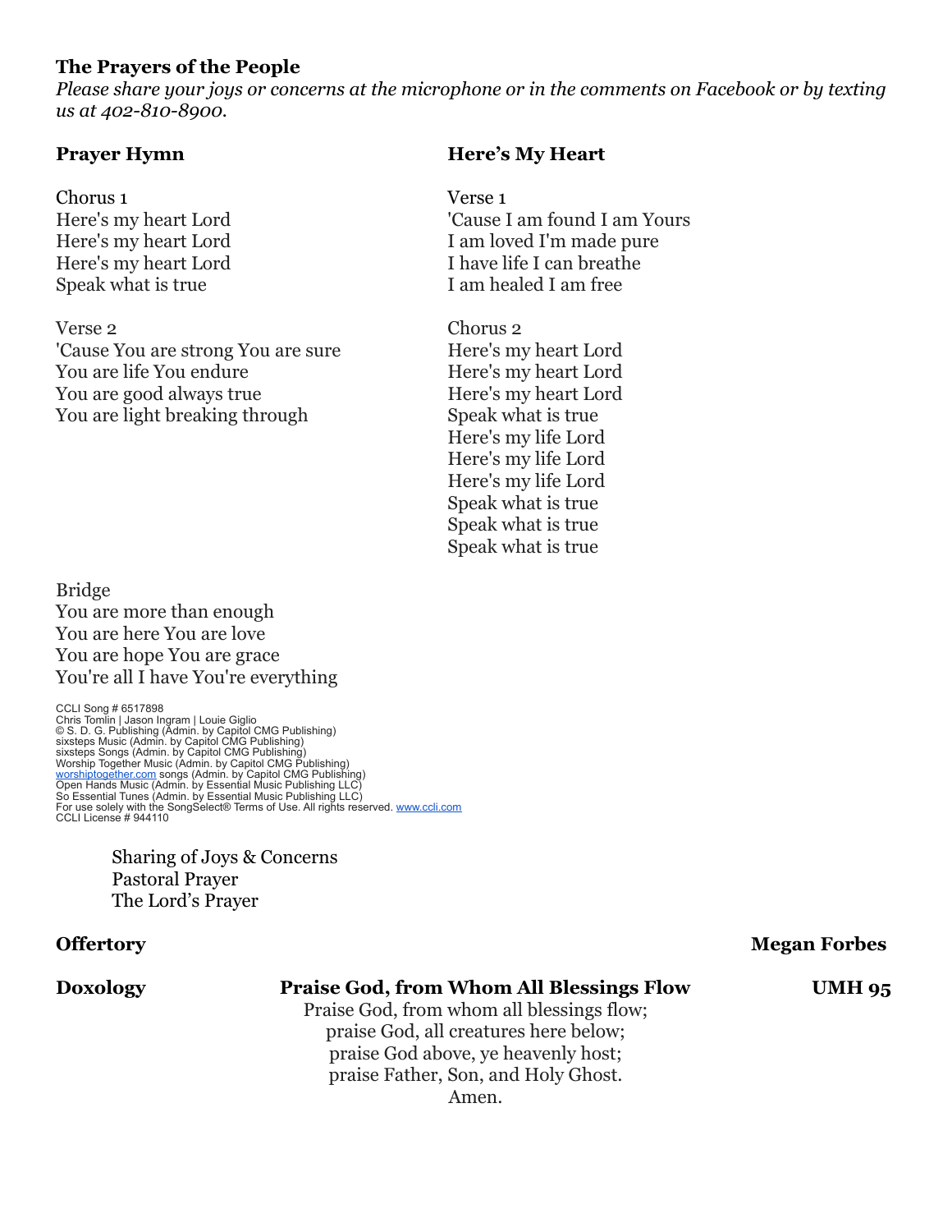**The Prayers of the People**

*Please share your joys or concerns at the microphone or in the comments on Facebook or by texting us at 402-810-8900.*

**Prayer Hymn** **Here's My Heart**

Chorus 1
Here's my heart Lord
Here's my heart Lord
Here's my heart Lord
Speak what is true

Verse 1
'Cause I am found I am Yours
I am loved I'm made pure
I have life I can breathe
I am healed I am free

Verse 2
'Cause You are strong You are sure
You are life You endure
You are good always true
You are light breaking through

Chorus 2
Here's my heart Lord
Here's my heart Lord
Here's my heart Lord
Speak what is true
Here's my life Lord
Here's my life Lord
Here's my life Lord
Speak what is true
Speak what is true
Speak what is true

Bridge
You are more than enough
You are here You are love
You are hope You are grace
You're all I have You're everything

CCLI Song # 6517898
Chris Tomlin | Jason Ingram | Louie Giglio
© S. D. G. Publishing (Admin. by Capitol CMG Publishing)
sixsteps Music (Admin. by Capitol CMG Publishing)
sixsteps Songs (Admin. by Capitol CMG Publishing)
Worship Together Music (Admin. by Capitol CMG Publishing)
worshiptogether.com songs (Admin. by Capitol CMG Publishing)
Open Hands Music (Admin. by Essential Music Publishing LLC)
So Essential Tunes (Admin. by Essential Music Publishing LLC)
For use solely with the SongSelect® Terms of Use. All rights reserved. www.ccli.com
CCLI License # 944110

Sharing of Joys & Concerns
Pastoral Prayer
The Lord's Prayer

**Offertory** **Megan Forbes**

**Doxology** **Praise God, from Whom All Blessings Flow** **UMH 95**

Praise God, from whom all blessings flow;
praise God, all creatures here below;
praise God above, ye heavenly host;
praise Father, Son, and Holy Ghost.
Amen.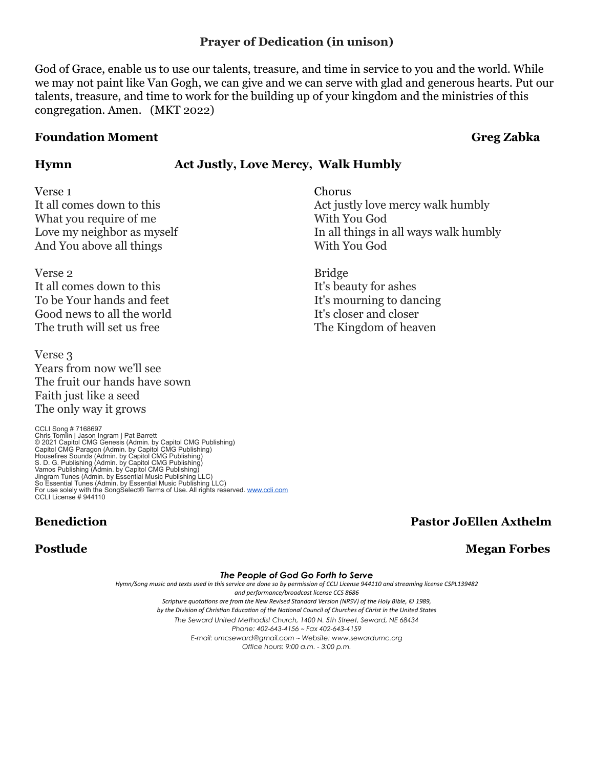### Prayer of Dedication (in unison)

God of Grace, enable us to use our talents, treasure, and time in service to you and the world. While we may not paint like Van Gogh, we can give and we can serve with glad and generous hearts. Put our talents, treasure, and time to work for the building up of your kingdom and the ministries of this congregation. Amen. (MKT 2022)

**Foundation Moment** **Greg Zabka**

**Hymn** **Act Justly, Love Mercy, Walk Humbly**

Verse 1
It all comes down to this
What you require of me
Love my neighbor as myself
And You above all things

Verse 2
It all comes down to this
To be Your hands and feet
Good news to all the world
The truth will set us free

Verse 3
Years from now we'll see
The fruit our hands have sown
Faith just like a seed
The only way it grows

Chorus
Act justly love mercy walk humbly
With You God
In all things in all ways walk humbly
With You God

Bridge
It's beauty for ashes
It's mourning to dancing
It's closer and closer
The Kingdom of heaven

CCLI Song # 7168697
Chris Tomlin | Jason Ingram | Pat Barrett
© 2021 Capitol CMG Genesis (Admin. by Capitol CMG Publishing)
Capitol CMG Paragon (Admin. by Capitol CMG Publishing)
Housefires Sounds (Admin. by Capitol CMG Publishing)
S. D. G. Publishing (Admin. by Capitol CMG Publishing)
Vamos Publishing (Admin. by Capitol CMG Publishing)
Jingram Tunes (Admin. by Essential Music Publishing LLC)
So Essential Tunes (Admin. by Essential Music Publishing LLC)
For use solely with the SongSelect® Terms of Use. All rights reserved. www.ccli.com
CCLI License # 944110

**Benediction** **Pastor JoEllen Axthelm**

**Postlude** **Megan Forbes**

***The People of God Go Forth to Serve***

*Hymn/Song music and texts used in this service are done so by permission of CCLI License 944110 and streaming license CSPL139482 and performance/broadcast license CCS 8686*

*Scripture quotations are from the New Revised Standard Version (NRSV) of the Holy Bible, © 1989, by the Division of Christian Education of the National Council of Churches of Christ in the United States*

*The Seward United Methodist Church, 1400 N. 5th Street, Seward, NE 68434*
*Phone: 402-643-4156 ~ Fax 402-643-4159*
*E-mail: umcseward@gmail.com ~ Website: www.sewardumc.org*
*Office hours: 9:00 a.m. - 3:00 p.m.*